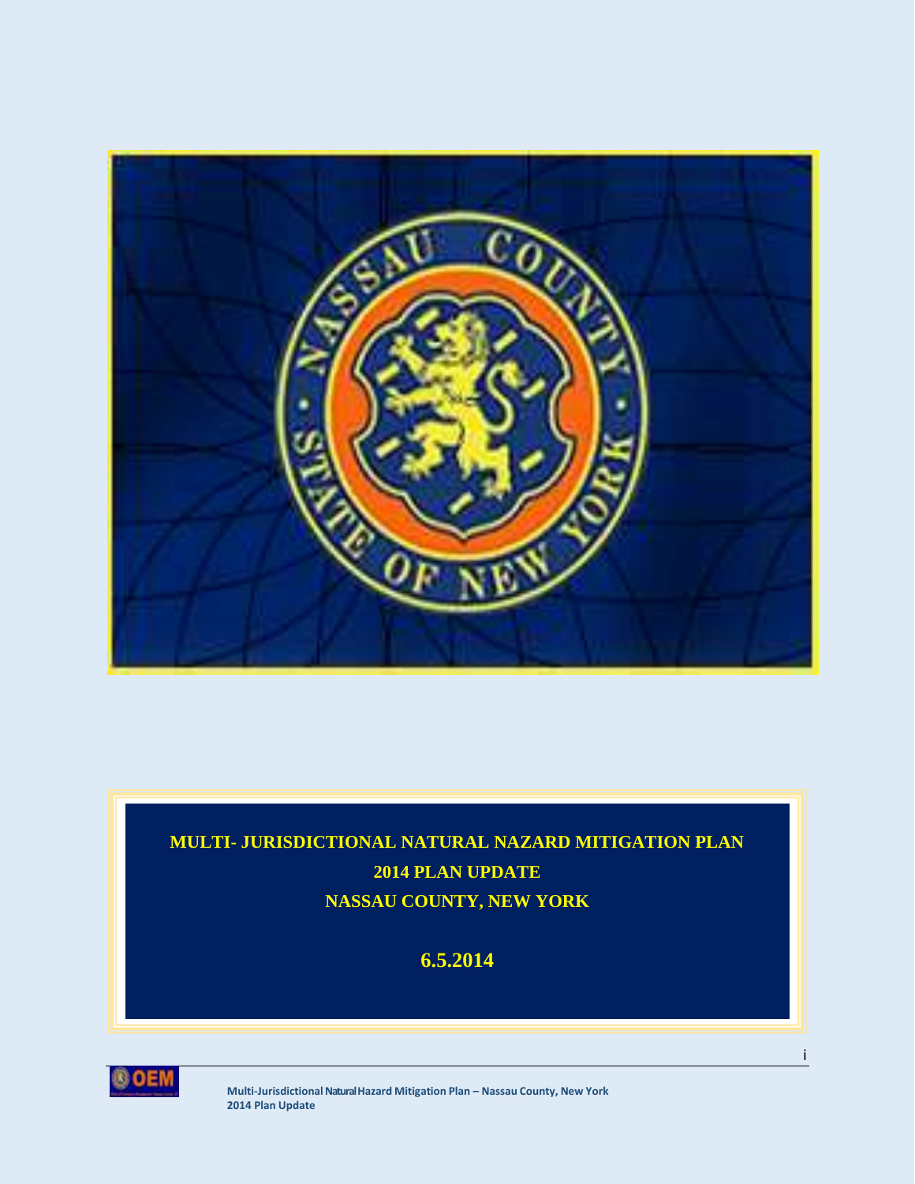# MULTI- JURISDICTIONAL NATURAL NAZARD MITIGATION PLAN

## 2014 PLAN UPDATE

## NASSAU COUNTY, NEW YORK

**6.5.2014**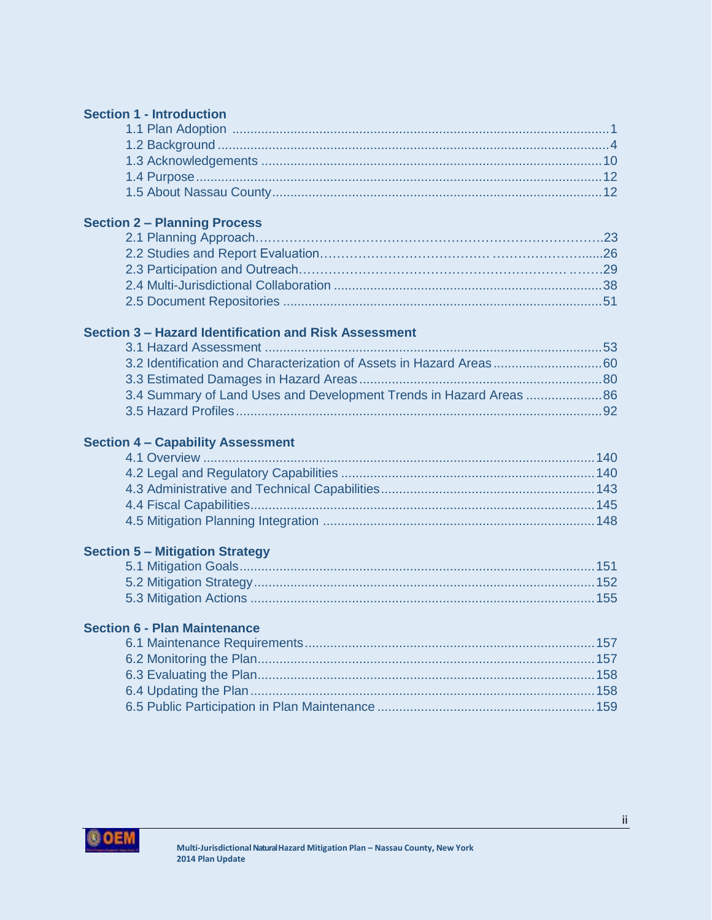**Section 1 - Introduction**

- 1.1 Plan Adoption ..... 1
- 1.2 Background ..... 4
- 1.3 Acknowledgements ..... 10
- 1.4 Purpose ..... 12
- 1.5 About Nassau County ..... 12

**Section 2 – Planning Process**

- 2.1 Planning Approach ..... 23
- 2.2 Studies and Report Evaluation ..... 26
- 2.3 Participation and Outreach ..... 29
- 2.4 Multi-Jurisdictional Collaboration ..... 38
- 2.5 Document Repositories ..... 51

**Section 3 – Hazard Identification and Risk Assessment**

- 3.1 Hazard Assessment ..... 53
- 3.2 Identification and Characterization of Assets in Hazard Areas ..... 60
- 3.3 Estimated Damages in Hazard Areas ..... 80
- 3.4 Summary of Land Uses and Development Trends in Hazard Areas ..... 86
- 3.5 Hazard Profiles ..... 92

**Section 4 – Capability Assessment**

- 4.1 Overview ..... 140
- 4.2 Legal and Regulatory Capabilities ..... 140
- 4.3 Administrative and Technical Capabilities ..... 143
- 4.4 Fiscal Capabilities ..... 145
- 4.5 Mitigation Planning Integration ..... 148

**Section 5 – Mitigation Strategy**

- 5.1 Mitigation Goals ..... 151
- 5.2 Mitigation Strategy ..... 152
- 5.3 Mitigation Actions ..... 155

**Section 6 - Plan Maintenance**

- 6.1 Maintenance Requirements ..... 157
- 6.2 Monitoring the Plan ..... 157
- 6.3 Evaluating the Plan ..... 158
- 6.4 Updating the Plan ..... 158
- 6.5 Public Participation in Plan Maintenance ..... 159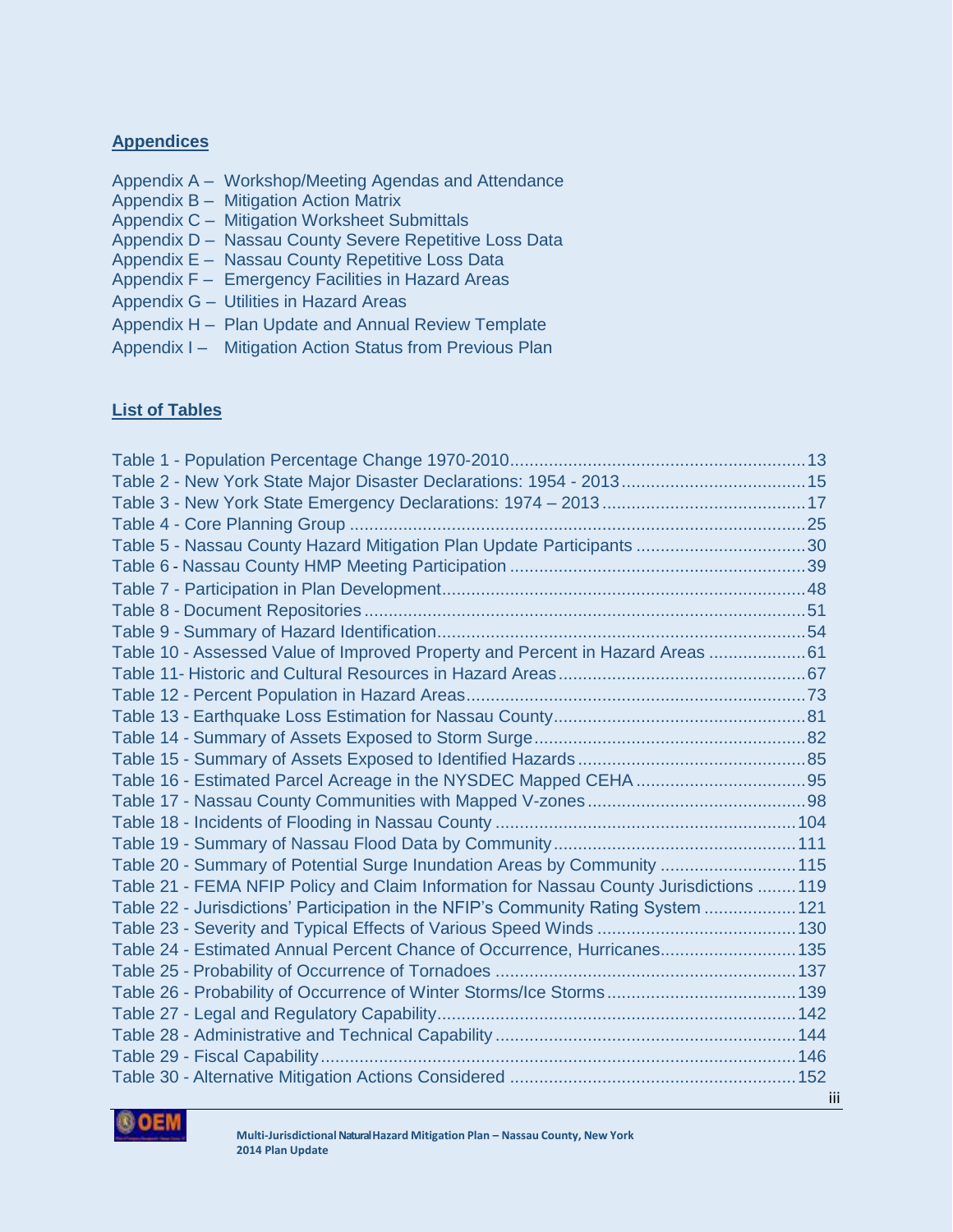## Appendices

Appendix A – Workshop/Meeting Agendas and Attendance
Appendix B – Mitigation Action Matrix
Appendix C – Mitigation Worksheet Submittals
Appendix D – Nassau County Severe Repetitive Loss Data
Appendix E – Nassau County Repetitive Loss Data
Appendix F – Emergency Facilities in Hazard Areas
Appendix G – Utilities in Hazard Areas
Appendix H – Plan Update and Annual Review Template
Appendix I – Mitigation Action Status from Previous Plan

## List of Tables

Table 1 - Population Percentage Change 1970-2010 .......... 13
Table 2 - New York State Major Disaster Declarations: 1954 - 2013 .......... 15
Table 3 - New York State Emergency Declarations: 1974 – 2013 .......... 17
Table 4 - Core Planning Group .......... 25
Table 5 - Nassau County Hazard Mitigation Plan Update Participants .......... 30
Table 6 - Nassau County HMP Meeting Participation .......... 39
Table 7 - Participation in Plan Development .......... 48
Table 8 - Document Repositories .......... 51
Table 9 - Summary of Hazard Identification .......... 54
Table 10 - Assessed Value of Improved Property and Percent in Hazard Areas .......... 61
Table 11- Historic and Cultural Resources in Hazard Areas .......... 67
Table 12 - Percent Population in Hazard Areas .......... 73
Table 13 - Earthquake Loss Estimation for Nassau County .......... 81
Table 14 - Summary of Assets Exposed to Storm Surge .......... 82
Table 15 - Summary of Assets Exposed to Identified Hazards .......... 85
Table 16 - Estimated Parcel Acreage in the NYSDEC Mapped CEHA .......... 95
Table 17 - Nassau County Communities with Mapped V-zones .......... 98
Table 18 - Incidents of Flooding in Nassau County .......... 104
Table 19 - Summary of Nassau Flood Data by Community .......... 111
Table 20 - Summary of Potential Surge Inundation Areas by Community .......... 115
Table 21 - FEMA NFIP Policy and Claim Information for Nassau County Jurisdictions .......... 119
Table 22 - Jurisdictions' Participation in the NFIP's Community Rating System .......... 121
Table 23 - Severity and Typical Effects of Various Speed Winds .......... 130
Table 24 - Estimated Annual Percent Chance of Occurrence, Hurricanes .......... 135
Table 25 - Probability of Occurrence of Tornadoes .......... 137
Table 26 - Probability of Occurrence of Winter Storms/Ice Storms .......... 139
Table 27 - Legal and Regulatory Capability .......... 142
Table 28 - Administrative and Technical Capability .......... 144
Table 29 - Fiscal Capability .......... 146
Table 30 - Alternative Mitigation Actions Considered .......... 152